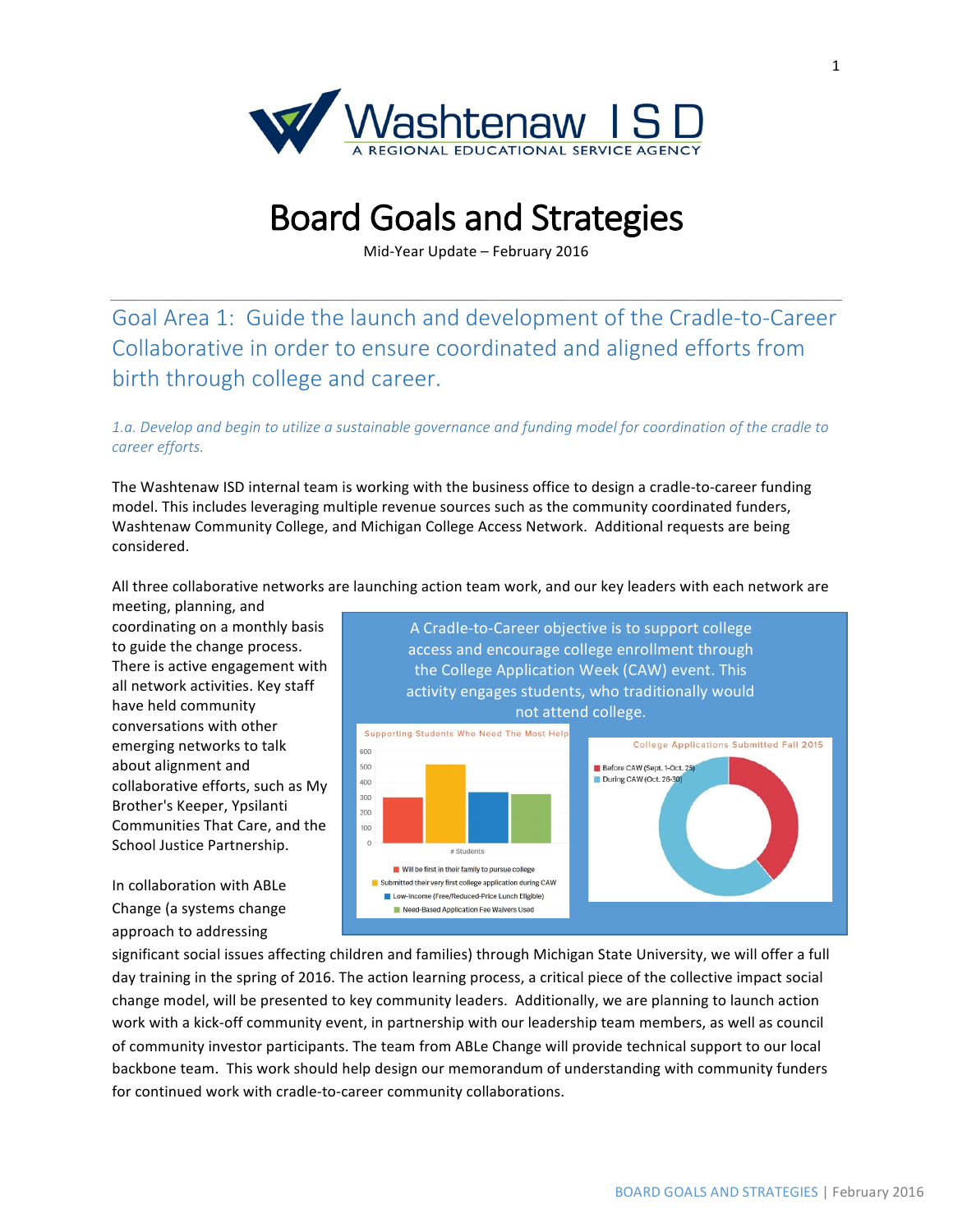Washtenaw ISD

A REGIONAL EDUCATIONAL SERVICE AGENCY

# Board Goals and Strategies

Mid-Year Update – February 2016

## Goal Area 1: Guide the launch and development of the Cradle-to-Career Collaborative in order to ensure coordinated and aligned efforts from birth through college and career.

### *1.a. Develop and begin to utilize a sustainable governance and funding model for coordination of the cradle to career efforts.*

The Washtenaw ISD internal team is working with the business office to design a cradle-to-career funding model. This includes leveraging multiple revenue sources such as the community coordinated funders, Washtenaw Community College, and Michigan College Access Network. Additional requests are being considered.

All three collaborative networks are launching action team work, and our key leaders with each network are meeting, planning, and coordinating on a monthly basis to guide the change process. There is active engagement with all network activities. Key staff have held community conversations with other emerging networks to talk about alignment and collaborative efforts, such as My Brother's Keeper, Ypsilanti Communities That Care, and the School Justice Partnership.

A Cradle-to-Career objective is to support college access and encourage college enrollment through the College Application Week (CAW) event. This activity engages students, who traditionally would not attend college.

Supporting Students Who Need The Most Help

- Will be first in their family to pursue college
- Submitted their very first college application during CAW
- Low-Income (Free/Reduced-Price Lunch Eligible)
- Need-Based Application Fee Waivers Used

College Applications Submitted Fall 2015

- Before CAW (Sept. 1-Oct. 25)
- During CAW (Oct. 26-30)

In collaboration with ABLe Change (a systems change approach to addressing significant social issues affecting children and families) through Michigan State University, we will offer a full day training in the spring of 2016. The action learning process, a critical piece of the collective impact social change model, will be presented to key community leaders. Additionally, we are planning to launch action work with a kick-off community event, in partnership with our leadership team members, as well as council of community investor participants. The team from ABLe Change will provide technical support to our local backbone team. This work should help design our memorandum of understanding with community funders for continued work with cradle-to-career community collaborations.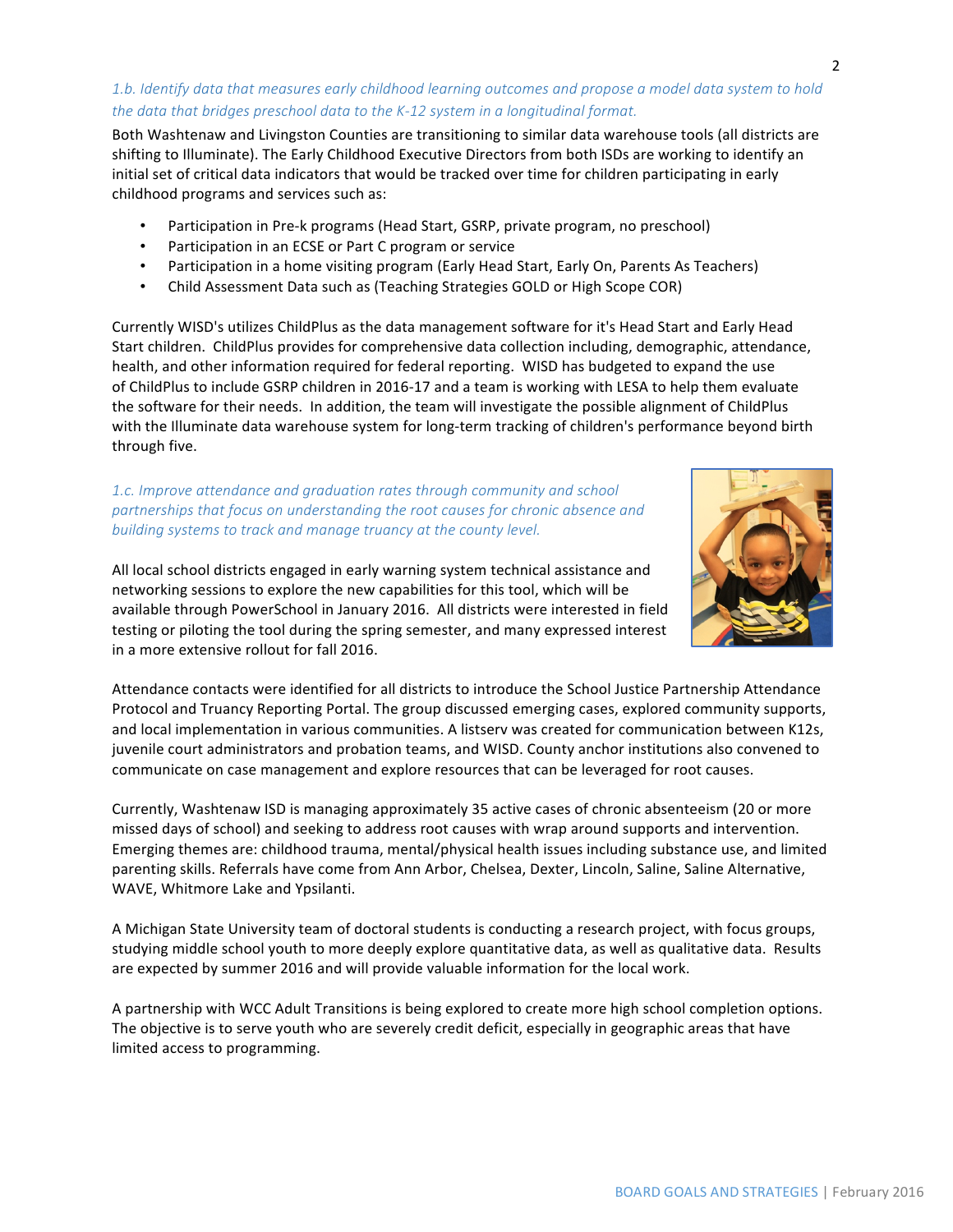*1.b. Identify data that measures early childhood learning outcomes and propose a model data system to hold the data that bridges preschool data to the K-12 system in a longitudinal format.*

Both Washtenaw and Livingston Counties are transitioning to similar data warehouse tools (all districts are shifting to Illuminate). The Early Childhood Executive Directors from both ISDs are working to identify an initial set of critical data indicators that would be tracked over time for children participating in early childhood programs and services such as:

- Participation in Pre-k programs (Head Start, GSRP, private program, no preschool)
- Participation in an ECSE or Part C program or service
- Participation in a home visiting program (Early Head Start, Early On, Parents As Teachers)
- Child Assessment Data such as (Teaching Strategies GOLD or High Scope COR)

Currently WISD's utilizes ChildPlus as the data management software for it's Head Start and Early Head Start children. ChildPlus provides for comprehensive data collection including, demographic, attendance, health, and other information required for federal reporting. WISD has budgeted to expand the use of ChildPlus to include GSRP children in 2016-17 and a team is working with LESA to help them evaluate the software for their needs. In addition, the team will investigate the possible alignment of ChildPlus with the Illuminate data warehouse system for long-term tracking of children's performance beyond birth through five.

*1.c. Improve attendance and graduation rates through community and school partnerships that focus on understanding the root causes for chronic absence and building systems to track and manage truancy at the county level.*

All local school districts engaged in early warning system technical assistance and networking sessions to explore the new capabilities for this tool, which will be available through PowerSchool in January 2016. All districts were interested in field testing or piloting the tool during the spring semester, and many expressed interest in a more extensive rollout for fall 2016.

Attendance contacts were identified for all districts to introduce the School Justice Partnership Attendance Protocol and Truancy Reporting Portal. The group discussed emerging cases, explored community supports, and local implementation in various communities. A listserv was created for communication between K12s, juvenile court administrators and probation teams, and WISD. County anchor institutions also convened to communicate on case management and explore resources that can be leveraged for root causes.

Currently, Washtenaw ISD is managing approximately 35 active cases of chronic absenteeism (20 or more missed days of school) and seeking to address root causes with wrap around supports and intervention. Emerging themes are: childhood trauma, mental/physical health issues including substance use, and limited parenting skills. Referrals have come from Ann Arbor, Chelsea, Dexter, Lincoln, Saline, Saline Alternative, WAVE, Whitmore Lake and Ypsilanti.

A Michigan State University team of doctoral students is conducting a research project, with focus groups, studying middle school youth to more deeply explore quantitative data, as well as qualitative data. Results are expected by summer 2016 and will provide valuable information for the local work.

A partnership with WCC Adult Transitions is being explored to create more high school completion options. The objective is to serve youth who are severely credit deficit, especially in geographic areas that have limited access to programming.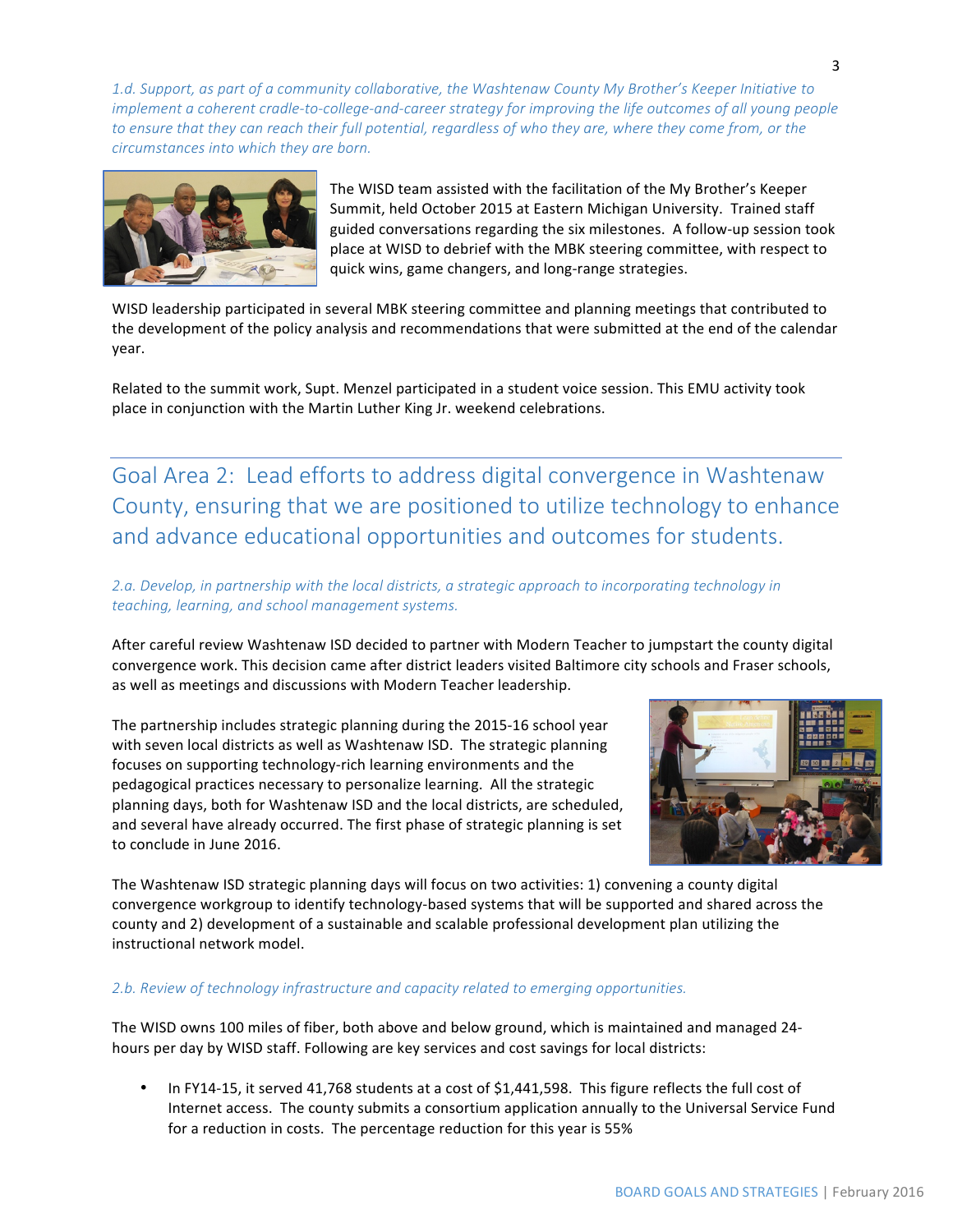*1.d. Support, as part of a community collaborative, the Washtenaw County My Brother's Keeper Initiative to implement a coherent cradle-to-college-and-career strategy for improving the life outcomes of all young people to ensure that they can reach their full potential, regardless of who they are, where they come from, or the circumstances into which they are born.*

The WISD team assisted with the facilitation of the My Brother's Keeper Summit, held October 2015 at Eastern Michigan University. Trained staff guided conversations regarding the six milestones. A follow-up session took place at WISD to debrief with the MBK steering committee, with respect to quick wins, game changers, and long-range strategies.

WISD leadership participated in several MBK steering committee and planning meetings that contributed to the development of the policy analysis and recommendations that were submitted at the end of the calendar year.

Related to the summit work, Supt. Menzel participated in a student voice session. This EMU activity took place in conjunction with the Martin Luther King Jr. weekend celebrations.

## Goal Area 2: Lead efforts to address digital convergence in Washtenaw County, ensuring that we are positioned to utilize technology to enhance and advance educational opportunities and outcomes for students.

*2.a. Develop, in partnership with the local districts, a strategic approach to incorporating technology in teaching, learning, and school management systems.*

After careful review Washtenaw ISD decided to partner with Modern Teacher to jumpstart the county digital convergence work. This decision came after district leaders visited Baltimore city schools and Fraser schools, as well as meetings and discussions with Modern Teacher leadership.

The partnership includes strategic planning during the 2015-16 school year with seven local districts as well as Washtenaw ISD. The strategic planning focuses on supporting technology-rich learning environments and the pedagogical practices necessary to personalize learning. All the strategic planning days, both for Washtenaw ISD and the local districts, are scheduled, and several have already occurred. The first phase of strategic planning is set to conclude in June 2016.

The Washtenaw ISD strategic planning days will focus on two activities: 1) convening a county digital convergence workgroup to identify technology-based systems that will be supported and shared across the county and 2) development of a sustainable and scalable professional development plan utilizing the instructional network model.

*2.b. Review of technology infrastructure and capacity related to emerging opportunities.*

The WISD owns 100 miles of fiber, both above and below ground, which is maintained and managed 24-hours per day by WISD staff. Following are key services and cost savings for local districts:

- In FY14-15, it served 41,768 students at a cost of $1,441,598. This figure reflects the full cost of Internet access. The county submits a consortium application annually to the Universal Service Fund for a reduction in costs. The percentage reduction for this year is 55%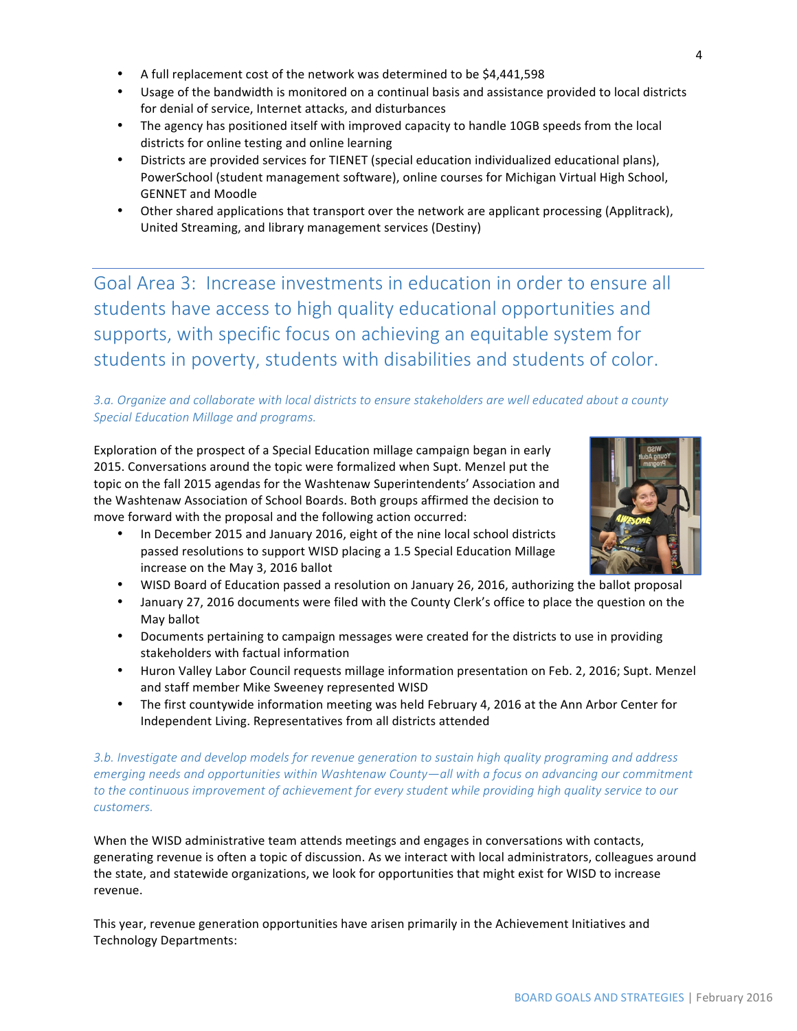- A full replacement cost of the network was determined to be $4,441,598
- Usage of the bandwidth is monitored on a continual basis and assistance provided to local districts for denial of service, Internet attacks, and disturbances
- The agency has positioned itself with improved capacity to handle 10GB speeds from the local districts for online testing and online learning
- Districts are provided services for TIENET (special education individualized educational plans), PowerSchool (student management software), online courses for Michigan Virtual High School, GENNET and Moodle
- Other shared applications that transport over the network are applicant processing (Applitrack), United Streaming, and library management services (Destiny)

## Goal Area 3: Increase investments in education in order to ensure all students have access to high quality educational opportunities and supports, with specific focus on achieving an equitable system for students in poverty, students with disabilities and students of color.

*3.a. Organize and collaborate with local districts to ensure stakeholders are well educated about a county Special Education Millage and programs.*

Exploration of the prospect of a Special Education millage campaign began in early 2015. Conversations around the topic were formalized when Supt. Menzel put the topic on the fall 2015 agendas for the Washtenaw Superintendents' Association and the Washtenaw Association of School Boards. Both groups affirmed the decision to move forward with the proposal and the following action occurred:

- In December 2015 and January 2016, eight of the nine local school districts passed resolutions to support WISD placing a 1.5 Special Education Millage increase on the May 3, 2016 ballot
- WISD Board of Education passed a resolution on January 26, 2016, authorizing the ballot proposal
- January 27, 2016 documents were filed with the County Clerk's office to place the question on the May ballot
- Documents pertaining to campaign messages were created for the districts to use in providing stakeholders with factual information
- Huron Valley Labor Council requests millage information presentation on Feb. 2, 2016; Supt. Menzel and staff member Mike Sweeney represented WISD
- The first countywide information meeting was held February 4, 2016 at the Ann Arbor Center for Independent Living. Representatives from all districts attended

*3.b. Investigate and develop models for revenue generation to sustain high quality programing and address emerging needs and opportunities within Washtenaw County—all with a focus on advancing our commitment to the continuous improvement of achievement for every student while providing high quality service to our customers.*

When the WISD administrative team attends meetings and engages in conversations with contacts, generating revenue is often a topic of discussion. As we interact with local administrators, colleagues around the state, and statewide organizations, we look for opportunities that might exist for WISD to increase revenue.

This year, revenue generation opportunities have arisen primarily in the Achievement Initiatives and Technology Departments: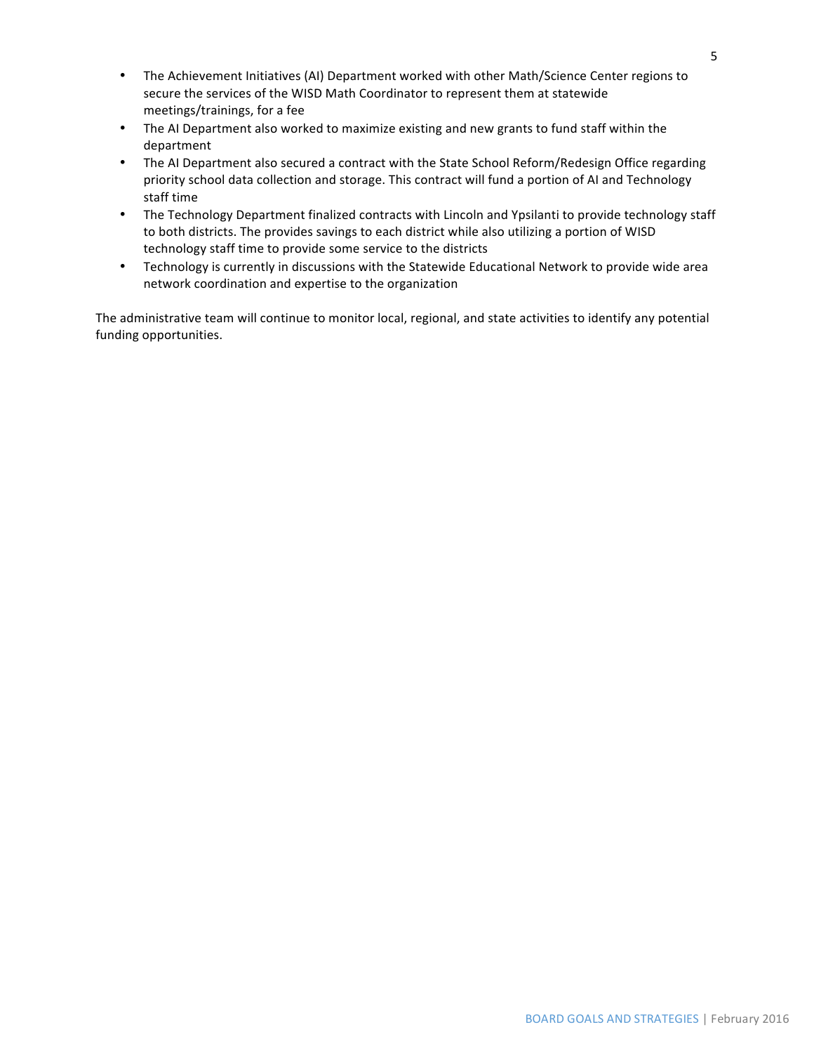- The Achievement Initiatives (AI) Department worked with other Math/Science Center regions to secure the services of the WISD Math Coordinator to represent them at statewide meetings/trainings, for a fee
- The AI Department also worked to maximize existing and new grants to fund staff within the department
- The AI Department also secured a contract with the State School Reform/Redesign Office regarding priority school data collection and storage. This contract will fund a portion of AI and Technology staff time
- The Technology Department finalized contracts with Lincoln and Ypsilanti to provide technology staff to both districts. The provides savings to each district while also utilizing a portion of WISD technology staff time to provide some service to the districts
- Technology is currently in discussions with the Statewide Educational Network to provide wide area network coordination and expertise to the organization

The administrative team will continue to monitor local, regional, and state activities to identify any potential funding opportunities.